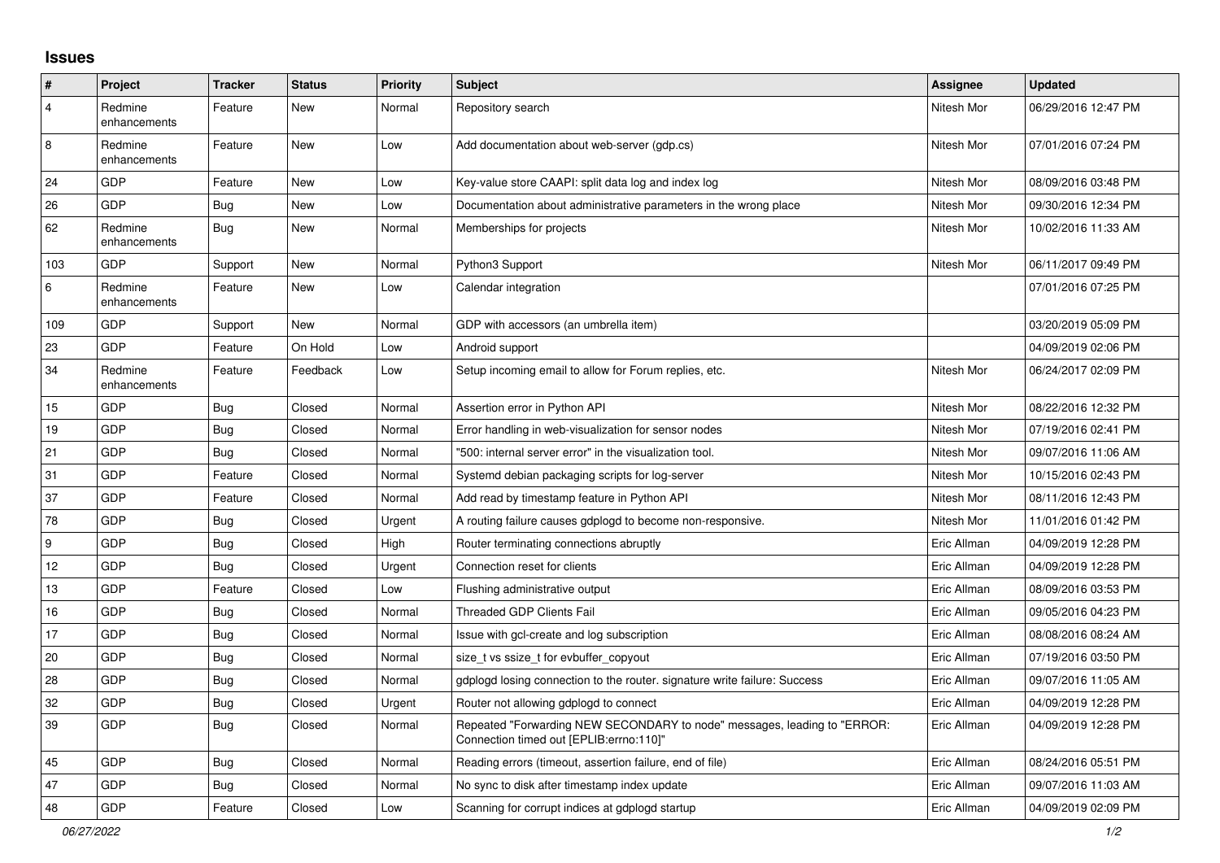# Issues

| # | Project | Tracker | Status | Priority | Subject | Assignee | Updated |
|---|---|---|---|---|---|---|---|
| 4 | Redmine enhancements | Feature | New | Normal | Repository search | Nitesh Mor | 06/29/2016 12:47 PM |
| 8 | Redmine enhancements | Feature | New | Low | Add documentation about web-server (gdp.cs) | Nitesh Mor | 07/01/2016 07:24 PM |
| 24 | GDP | Feature | New | Low | Key-value store CAAPI: split data log and index log | Nitesh Mor | 08/09/2016 03:48 PM |
| 26 | GDP | Bug | New | Low | Documentation about administrative parameters in the wrong place | Nitesh Mor | 09/30/2016 12:34 PM |
| 62 | Redmine enhancements | Bug | New | Normal | Memberships for projects | Nitesh Mor | 10/02/2016 11:33 AM |
| 103 | GDP | Support | New | Normal | Python3 Support | Nitesh Mor | 06/11/2017 09:49 PM |
| 6 | Redmine enhancements | Feature | New | Low | Calendar integration | | 07/01/2016 07:25 PM |
| 109 | GDP | Support | New | Normal | GDP with accessors (an umbrella item) | | 03/20/2019 05:09 PM |
| 23 | GDP | Feature | On Hold | Low | Android support | | 04/09/2019 02:06 PM |
| 34 | Redmine enhancements | Feature | Feedback | Low | Setup incoming email to allow for Forum replies, etc. | Nitesh Mor | 06/24/2017 02:09 PM |
| 15 | GDP | Bug | Closed | Normal | Assertion error in Python API | Nitesh Mor | 08/22/2016 12:32 PM |
| 19 | GDP | Bug | Closed | Normal | Error handling in web-visualization for sensor nodes | Nitesh Mor | 07/19/2016 02:41 PM |
| 21 | GDP | Bug | Closed | Normal | "500: internal server error" in the visualization tool. | Nitesh Mor | 09/07/2016 11:06 AM |
| 31 | GDP | Feature | Closed | Normal | Systemd debian packaging scripts for log-server | Nitesh Mor | 10/15/2016 02:43 PM |
| 37 | GDP | Feature | Closed | Normal | Add read by timestamp feature in Python API | Nitesh Mor | 08/11/2016 12:43 PM |
| 78 | GDP | Bug | Closed | Urgent | A routing failure causes gdplogd to become non-responsive. | Nitesh Mor | 11/01/2016 01:42 PM |
| 9 | GDP | Bug | Closed | High | Router terminating connections abruptly | Eric Allman | 04/09/2019 12:28 PM |
| 12 | GDP | Bug | Closed | Urgent | Connection reset for clients | Eric Allman | 04/09/2019 12:28 PM |
| 13 | GDP | Feature | Closed | Low | Flushing administrative output | Eric Allman | 08/09/2016 03:53 PM |
| 16 | GDP | Bug | Closed | Normal | Threaded GDP Clients Fail | Eric Allman | 09/05/2016 04:23 PM |
| 17 | GDP | Bug | Closed | Normal | Issue with gcl-create and log subscription | Eric Allman | 08/08/2016 08:24 AM |
| 20 | GDP | Bug | Closed | Normal | size_t vs ssize_t for evbuffer_copyout | Eric Allman | 07/19/2016 03:50 PM |
| 28 | GDP | Bug | Closed | Normal | gdplogd losing connection to the router. signature write failure: Success | Eric Allman | 09/07/2016 11:05 AM |
| 32 | GDP | Bug | Closed | Urgent | Router not allowing gdplogd to connect | Eric Allman | 04/09/2019 12:28 PM |
| 39 | GDP | Bug | Closed | Normal | Repeated "Forwarding NEW SECONDARY to node" messages, leading to "ERROR: Connection timed out [EPLIB:errno:110]" | Eric Allman | 04/09/2019 12:28 PM |
| 45 | GDP | Bug | Closed | Normal | Reading errors (timeout, assertion failure, end of file) | Eric Allman | 08/24/2016 05:51 PM |
| 47 | GDP | Bug | Closed | Normal | No sync to disk after timestamp index update | Eric Allman | 09/07/2016 11:03 AM |
| 48 | GDP | Feature | Closed | Low | Scanning for corrupt indices at gdplogd startup | Eric Allman | 04/09/2019 02:09 PM |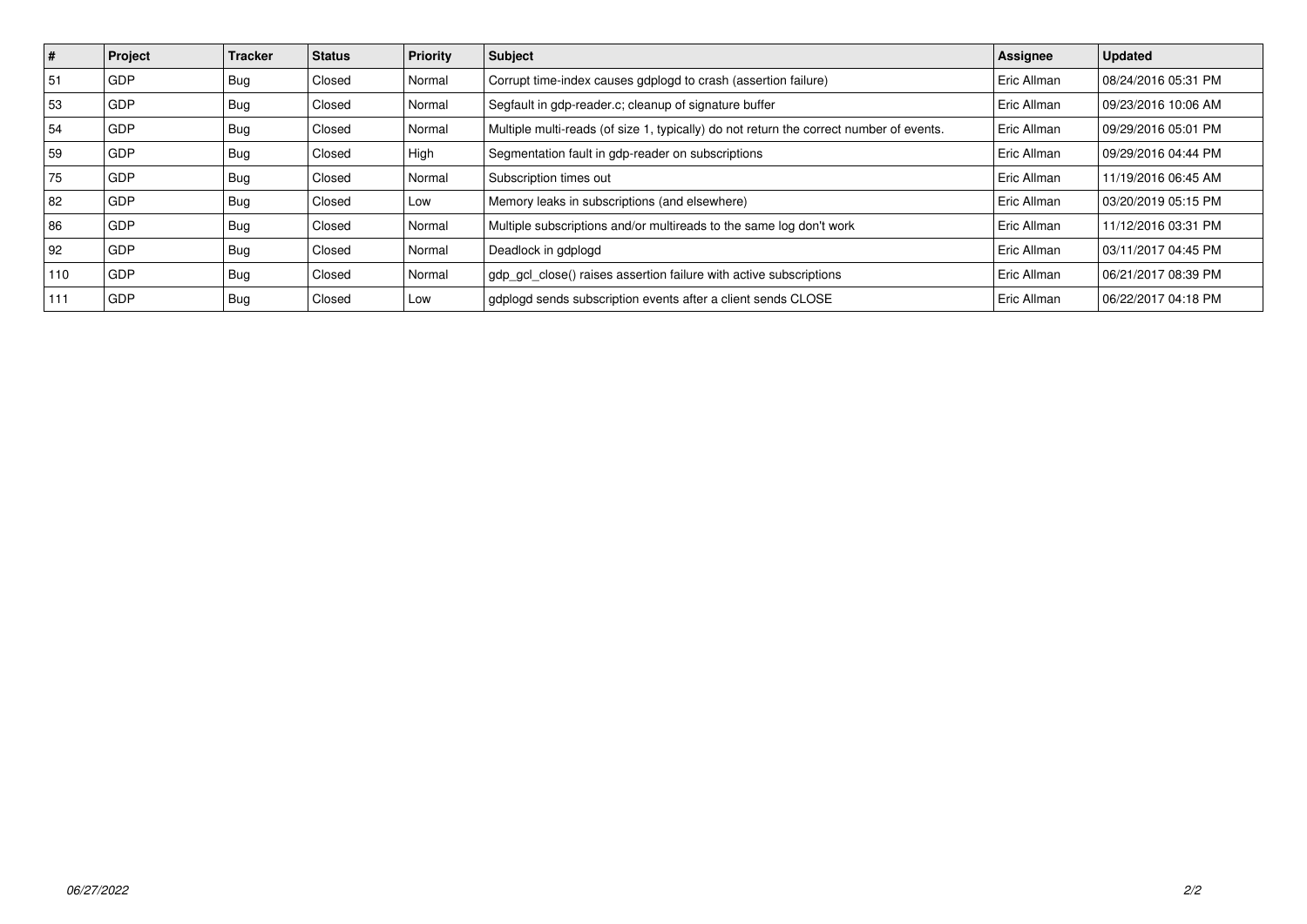| # | Project | Tracker | Status | Priority | Subject | Assignee | Updated |
|---|---|---|---|---|---|---|---|
| 51 | GDP | Bug | Closed | Normal | Corrupt time-index causes gdplogd to crash (assertion failure) | Eric Allman | 08/24/2016 05:31 PM |
| 53 | GDP | Bug | Closed | Normal | Segfault in gdp-reader.c; cleanup of signature buffer | Eric Allman | 09/23/2016 10:06 AM |
| 54 | GDP | Bug | Closed | Normal | Multiple multi-reads (of size 1, typically) do not return the correct number of events. | Eric Allman | 09/29/2016 05:01 PM |
| 59 | GDP | Bug | Closed | High | Segmentation fault in gdp-reader on subscriptions | Eric Allman | 09/29/2016 04:44 PM |
| 75 | GDP | Bug | Closed | Normal | Subscription times out | Eric Allman | 11/19/2016 06:45 AM |
| 82 | GDP | Bug | Closed | Low | Memory leaks in subscriptions (and elsewhere) | Eric Allman | 03/20/2019 05:15 PM |
| 86 | GDP | Bug | Closed | Normal | Multiple subscriptions and/or multireads to the same log don't work | Eric Allman | 11/12/2016 03:31 PM |
| 92 | GDP | Bug | Closed | Normal | Deadlock in gdplogd | Eric Allman | 03/11/2017 04:45 PM |
| 110 | GDP | Bug | Closed | Normal | gdp_gcl_close() raises assertion failure with active subscriptions | Eric Allman | 06/21/2017 08:39 PM |
| 111 | GDP | Bug | Closed | Low | gdplogd sends subscription events after a client sends CLOSE | Eric Allman | 06/22/2017 04:18 PM |

*06/27/2022*